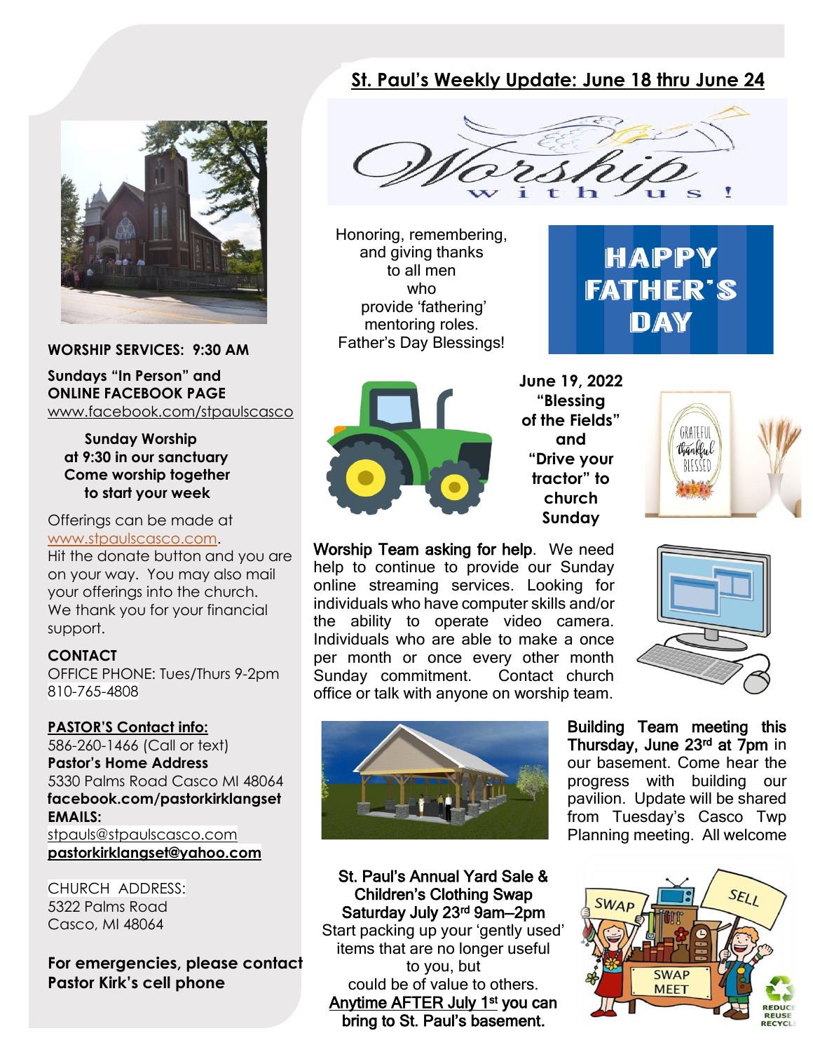# St. Paul's Weekly Update: June 18 thru June 24

Worship with us!

Honoring, remembering, and giving thanks to all men who provide 'fathering' mentoring roles. Father's Day Blessings!

HAPPY FATHER'S DAY

**June 19, 2022 "Blessing of the Fields" and "Drive your tractor" to church Sunday**

**Worship Team asking for help**. We need help to continue to provide our Sunday online streaming services. Looking for individuals who have computer skills and/or the ability to operate video camera. Individuals who are able to make a once per month or once every other month Sunday commitment. Contact church office or talk with anyone on worship team.

**Building Team meeting this Thursday, June 23rd at 7pm** in our basement. Come hear the progress with building our pavilion. Update will be shared from Tuesday's Casco Twp Planning meeting. All welcome

**St. Paul's Annual Yard Sale & Children's Clothing Swap Saturday July 23rd 9am–2pm**
Start packing up your 'gently used' items that are no longer useful to you, but could be of value to others.
**Anytime AFTER July 1st you can bring to St. Paul's basement.**

---

**WORSHIP SERVICES: 9:30 AM**

**Sundays "In Person" and ONLINE FACEBOOK PAGE**
www.facebook.com/stpaulscasco

**Sunday Worship at 9:30 in our sanctuary Come worship together to start your week**

Offerings can be made at www.stpaulscasco.com. Hit the donate button and you are on your way. You may also mail your offerings into the church. We thank you for your financial support.

**CONTACT**
OFFICE PHONE: Tues/Thurs 9-2pm
810-765-4808

**PASTOR'S Contact info:**
586-260-1466 (Call or text)
**Pastor's Home Address**
5330 Palms Road Casco MI 48064
**facebook.com/pastorkirklangset**
**EMAILS:**
stpauls@stpaulscasco.com
**pastorkirklangset@yahoo.com**

CHURCH ADDRESS:
5322 Palms Road
Casco, MI 48064

**For emergencies, please contact Pastor Kirk's cell phone**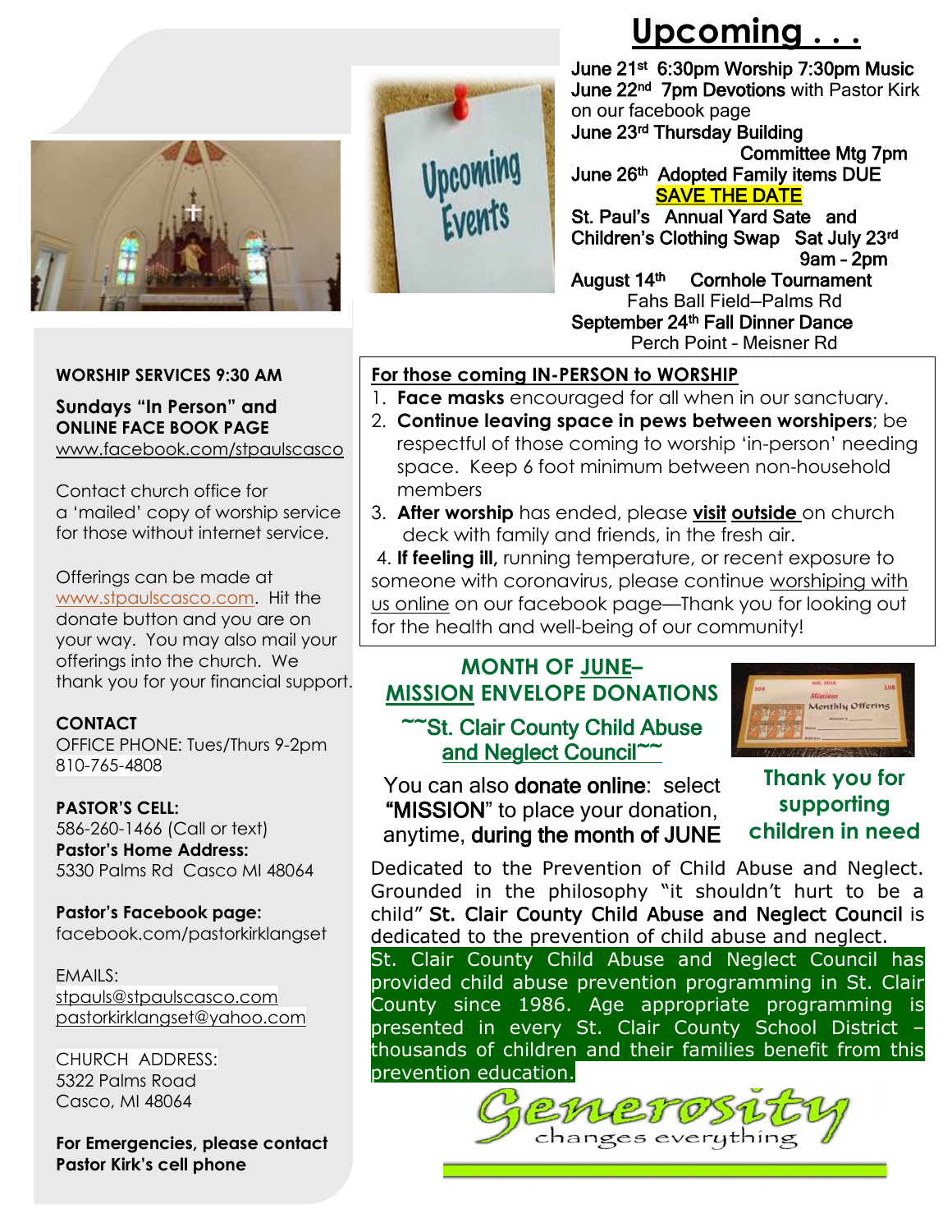# Upcoming . . .

**June 21st 6:30pm Worship 7:30pm Music**
**June 22nd 7pm Devotions** with Pastor Kirk on our facebook page
**June 23rd Thursday Building Committee Mtg 7pm**
**June 26th Adopted Family items DUE**

**SAVE THE DATE**

**St. Paul's Annual Yard Sate and Children's Clothing Swap Sat July 23rd 9am - 2pm**
**August 14th Cornhole Tournament**
Fahs Ball Field—Palms Rd
**September 24th Fall Dinner Dance**
Perch Point - Meisner Rd

**WORSHIP SERVICES 9:30 AM**

**Sundays "In Person" and ONLINE FACE BOOK PAGE**
www.facebook.com/stpaulscasco

Contact church office for a 'mailed' copy of worship service for those without internet service.

Offerings can be made at www.stpaulscasco.com. Hit the donate button and you are on your way. You may also mail your offerings into the church. We thank you for your financial support.

**CONTACT**
OFFICE PHONE: Tues/Thurs 9-2pm
810-765-4808

**PASTOR'S CELL:**
586-260-1466 (Call or text)
**Pastor's Home Address:**
5330 Palms Rd Casco MI 48064

**Pastor's Facebook page:**
facebook.com/pastorkirklangset

EMAILS:
stpauls@stpaulscasco.com
pastorkirklangset@yahoo.com

CHURCH ADDRESS:
5322 Palms Road
Casco, MI 48064

**For Emergencies, please contact Pastor Kirk's cell phone**

## For those coming IN-PERSON to WORSHIP

1. **Face masks** encouraged for all when in our sanctuary.
2. **Continue leaving space in pews between worshipers**; be respectful of those coming to worship 'in-person' needing space. Keep 6 foot minimum between non-household members
3. **After worship** has ended, please **visit outside** on church deck with family and friends, in the fresh air.
4. **If feeling ill,** running temperature, or recent exposure to someone with coronavirus, please continue worshiping with us online on our facebook page—Thank you for looking out for the health and well-being of our community!

## MONTH OF JUNE– MISSION ENVELOPE DONATIONS

### ~~St. Clair County Child Abuse and Neglect Council~~

You can also **donate online**: select **"MISSION"** to place your donation, anytime, **during the month of JUNE**

**Thank you for supporting children in need**

Dedicated to the Prevention of Child Abuse and Neglect. Grounded in the philosophy "it shouldn't hurt to be a child" **St. Clair County Child Abuse and Neglect Council** is dedicated to the prevention of child abuse and neglect.

St. Clair County Child Abuse and Neglect Council has provided child abuse prevention programming in St. Clair County since 1986. Age appropriate programming is presented in every St. Clair County School District – thousands of children and their families benefit from this prevention education.

Generosity changes everything